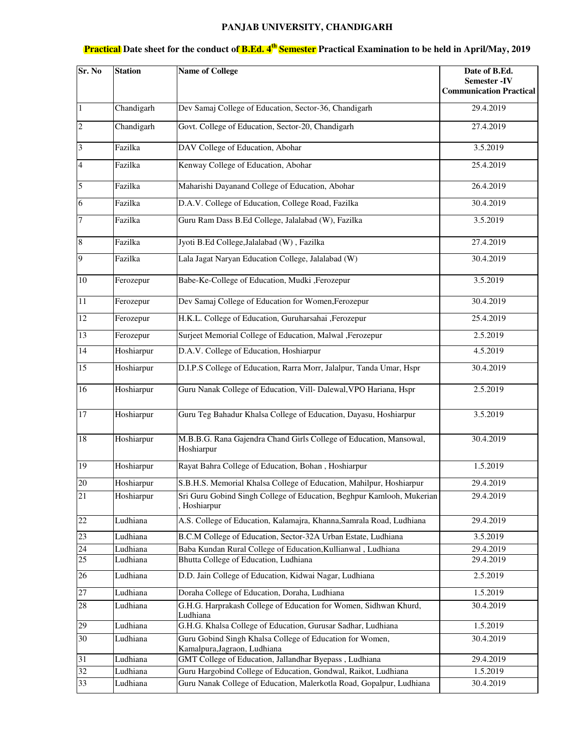# PANJAB UNIVERSITY, CHANDIGARH

## Practical Date sheet for the conduct of B.Ed. 4th Semester Practical Examination to be held in April/May, 2019

| Sr. No | Station | Name of College | Date of B.Ed. Semester -IV Communication Practical |
|---|---|---|---|
| 1 | Chandigarh | Dev Samaj College of Education, Sector-36, Chandigarh | 29.4.2019 |
| 2 | Chandigarh | Govt. College of Education, Sector-20, Chandigarh | 27.4.2019 |
| 3 | Fazilka | DAV College of Education, Abohar | 3.5.2019 |
| 4 | Fazilka | Kenway College of Education, Abohar | 25.4.2019 |
| 5 | Fazilka | Maharishi Dayanand College of Education, Abohar | 26.4.2019 |
| 6 | Fazilka | D.A.V. College of Education, College Road, Fazilka | 30.4.2019 |
| 7 | Fazilka | Guru Ram Dass B.Ed College, Jalalabad (W), Fazilka | 3.5.2019 |
| 8 | Fazilka | Jyoti B.Ed College,Jalalabad (W) , Fazilka | 27.4.2019 |
| 9 | Fazilka | Lala Jagat Naryan Education College, Jalalabad (W) | 30.4.2019 |
| 10 | Ferozepur | Babe-Ke-College of Education, Mudki ,Ferozepur | 3.5.2019 |
| 11 | Ferozepur | Dev Samaj College of Education for Women,Ferozepur | 30.4.2019 |
| 12 | Ferozepur | H.K.L. College of Education, Guruharsahai ,Ferozepur | 25.4.2019 |
| 13 | Ferozepur | Surjeet Memorial College of Education, Malwal ,Ferozepur | 2.5.2019 |
| 14 | Hoshiarpur | D.A.V. College of Education, Hoshiarpur | 4.5.2019 |
| 15 | Hoshiarpur | D.I.P.S College of Education, Rarra Morr, Jalalpur, Tanda Umar, Hspr | 30.4.2019 |
| 16 | Hoshiarpur | Guru Nanak College of Education, Vill- Dalewal,VPO Hariana, Hspr | 2.5.2019 |
| 17 | Hoshiarpur | Guru Teg Bahadur Khalsa College of Education, Dayasu, Hoshiarpur | 3.5.2019 |
| 18 | Hoshiarpur | M.B.B.G. Rana Gajendra Chand Girls College of Education, Mansowal, Hoshiarpur | 30.4.2019 |
| 19 | Hoshiarpur | Rayat Bahra College of Education, Bohan , Hoshiarpur | 1.5.2019 |
| 20 | Hoshiarpur | S.B.H.S. Memorial Khalsa College of Education, Mahilpur, Hoshiarpur | 29.4.2019 |
| 21 | Hoshiarpur | Sri Guru Gobind Singh College of Education, Beghpur Kamlooh, Mukerian , Hoshiarpur | 29.4.2019 |
| 22 | Ludhiana | A.S. College of Education, Kalamajra, Khanna,Samrala Road, Ludhiana | 29.4.2019 |
| 23 | Ludhiana | B.C.M College of Education, Sector-32A Urban Estate, Ludhiana | 3.5.2019 |
| 24 | Ludhiana | Baba Kundan Rural College of Education,Kullianwal , Ludhiana | 29.4.2019 |
| 25 | Ludhiana | Bhutta College of Education, Ludhiana | 29.4.2019 |
| 26 | Ludhiana | D.D. Jain College of Education, Kidwai Nagar, Ludhiana | 2.5.2019 |
| 27 | Ludhiana | Doraha College of Education, Doraha, Ludhiana | 1.5.2019 |
| 28 | Ludhiana | G.H.G. Harprakash College of Education for Women, Sidhwan Khurd, Ludhiana | 30.4.2019 |
| 29 | Ludhiana | G.H.G. Khalsa College of Education, Gurusar Sadhar, Ludhiana | 1.5.2019 |
| 30 | Ludhiana | Guru Gobind Singh Khalsa College of Education for Women, Kamalpura,Jagraon, Ludhiana | 30.4.2019 |
| 31 | Ludhiana | GMT College of Education, Jallandhar Byepass , Ludhiana | 29.4.2019 |
| 32 | Ludhiana | Guru Hargobind College of Education, Gondwal, Raikot, Ludhiana | 1.5.2019 |
| 33 | Ludhiana | Guru Nanak College of Education, Malerkotla Road, Gopalpur, Ludhiana | 30.4.2019 |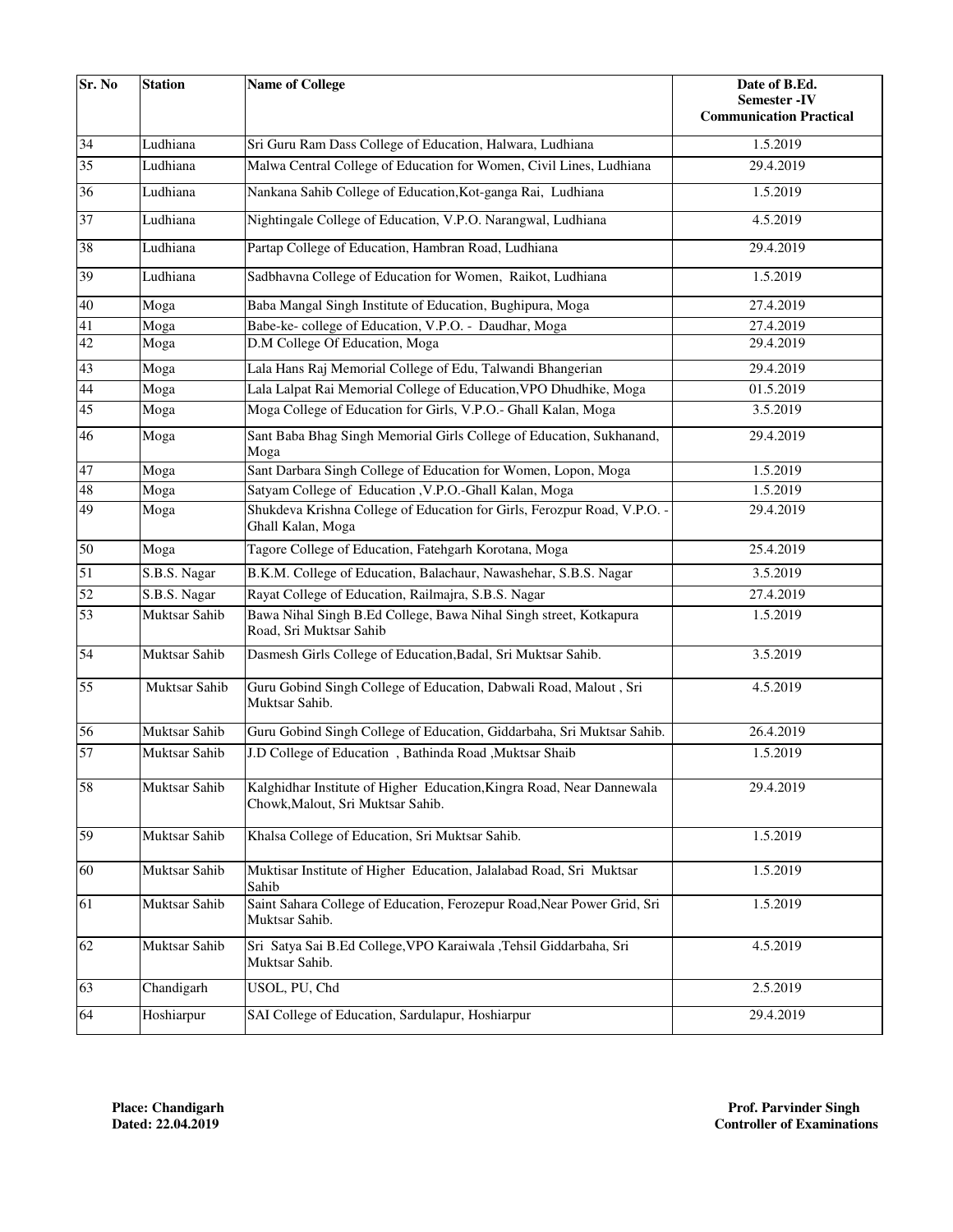| Sr. No | Station | Name of College | Date of B.Ed. Semester -IV Communication Practical |
|---|---|---|---|
| 34 | Ludhiana | Sri Guru Ram Dass College of Education, Halwara, Ludhiana | 1.5.2019 |
| 35 | Ludhiana | Malwa Central College of Education for Women, Civil Lines, Ludhiana | 29.4.2019 |
| 36 | Ludhiana | Nankana Sahib College of Education,Kot-ganga Rai, Ludhiana | 1.5.2019 |
| 37 | Ludhiana | Nightingale College of Education, V.P.O. Narangwal, Ludhiana | 4.5.2019 |
| 38 | Ludhiana | Partap College of Education, Hambran Road, Ludhiana | 29.4.2019 |
| 39 | Ludhiana | Sadbhavna College of Education for Women, Raikot, Ludhiana | 1.5.2019 |
| 40 | Moga | Baba Mangal Singh Institute of Education, Bughipura, Moga | 27.4.2019 |
| 41 | Moga | Babe-ke- college of Education, V.P.O. - Daudhar, Moga | 27.4.2019 |
| 42 | Moga | D.M College Of Education, Moga | 29.4.2019 |
| 43 | Moga | Lala Hans Raj Memorial College of Edu, Talwandi Bhangerian | 29.4.2019 |
| 44 | Moga | Lala Lalpat Rai Memorial College of Education,VPO Dhudhike, Moga | 01.5.2019 |
| 45 | Moga | Moga College of Education for Girls, V.P.O.- Ghall Kalan, Moga | 3.5.2019 |
| 46 | Moga | Sant Baba Bhag Singh Memorial Girls College of Education, Sukhanand, Moga | 29.4.2019 |
| 47 | Moga | Sant Darbara Singh College of Education for Women, Lopon, Moga | 1.5.2019 |
| 48 | Moga | Satyam College of Education ,V.P.O.-Ghall Kalan, Moga | 1.5.2019 |
| 49 | Moga | Shukdeva Krishna College of Education for Girls, Ferozpur Road, V.P.O. - Ghall Kalan, Moga | 29.4.2019 |
| 50 | Moga | Tagore College of Education, Fatehgarh Korotana, Moga | 25.4.2019 |
| 51 | S.B.S. Nagar | B.K.M. College of Education, Balachaur, Nawashehar, S.B.S. Nagar | 3.5.2019 |
| 52 | S.B.S. Nagar | Rayat College of Education, Railmajra, S.B.S. Nagar | 27.4.2019 |
| 53 | Muktsar Sahib | Bawa Nihal Singh B.Ed College, Bawa Nihal Singh street, Kotkapura Road, Sri Muktsar Sahib | 1.5.2019 |
| 54 | Muktsar Sahib | Dasmesh Girls College of Education,Badal, Sri Muktsar Sahib. | 3.5.2019 |
| 55 | Muktsar Sahib | Guru Gobind Singh College of Education, Dabwali Road, Malout , Sri Muktsar Sahib. | 4.5.2019 |
| 56 | Muktsar Sahib | Guru Gobind Singh College of Education, Giddarbaha, Sri Muktsar Sahib. | 26.4.2019 |
| 57 | Muktsar Sahib | J.D College of Education , Bathinda Road ,Muktsar Shaib | 1.5.2019 |
| 58 | Muktsar Sahib | Kalghidhar Institute of Higher Education,Kingra Road, Near Dannewala Chowk,Malout, Sri Muktsar Sahib. | 29.4.2019 |
| 59 | Muktsar Sahib | Khalsa College of Education, Sri Muktsar Sahib. | 1.5.2019 |
| 60 | Muktsar Sahib | Muktisar Institute of Higher Education, Jalalabad Road, Sri Muktsar Sahib | 1.5.2019 |
| 61 | Muktsar Sahib | Saint Sahara College of Education, Ferozepur Road,Near Power Grid, Sri Muktsar Sahib. | 1.5.2019 |
| 62 | Muktsar Sahib | Sri Satya Sai B.Ed College,VPO Karaiwala ,Tehsil Giddarbaha, Sri Muktsar Sahib. | 4.5.2019 |
| 63 | Chandigarh | USOL, PU, Chd | 2.5.2019 |
| 64 | Hoshiarpur | SAI College of Education, Sardulapur, Hoshiarpur | 29.4.2019 |

**Place: Chandigarh**
**Dated: 22.04.2019**

**Prof. Parvinder Singh**
**Controller of Examinations**